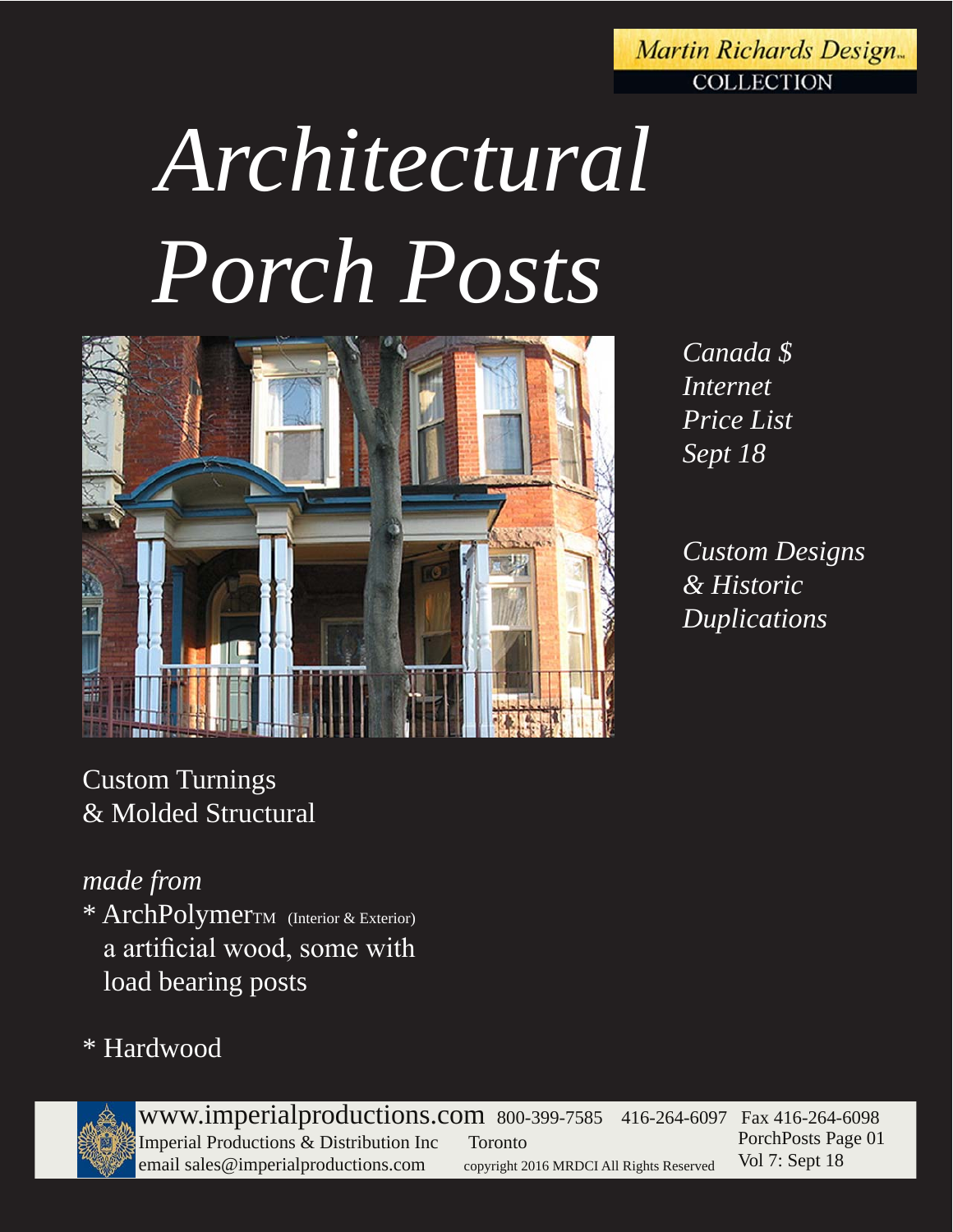Martin Richards Design™ COLLECTION

# *Architectural Porch Posts*

*Canada $*
*Internet*
*Price List*
*Sept 18*

*Custom Designs*
*& Historic*
*Duplications*

Custom Turnings
& Molded Structural

*made from*

* ArchPolymerTM (Interior & Exterior)
  a artificial wood, some with
  load bearing posts

* Hardwood

www.imperialproductions.com 800-399-7585 416-264-6097 Fax 416-264-6098
Imperial Productions & Distribution Inc Toronto
email sales@imperialproductions.com copyright 2016 MRDCI All Rights Reserved
PorchPosts Page 01
Vol 7: Sept 18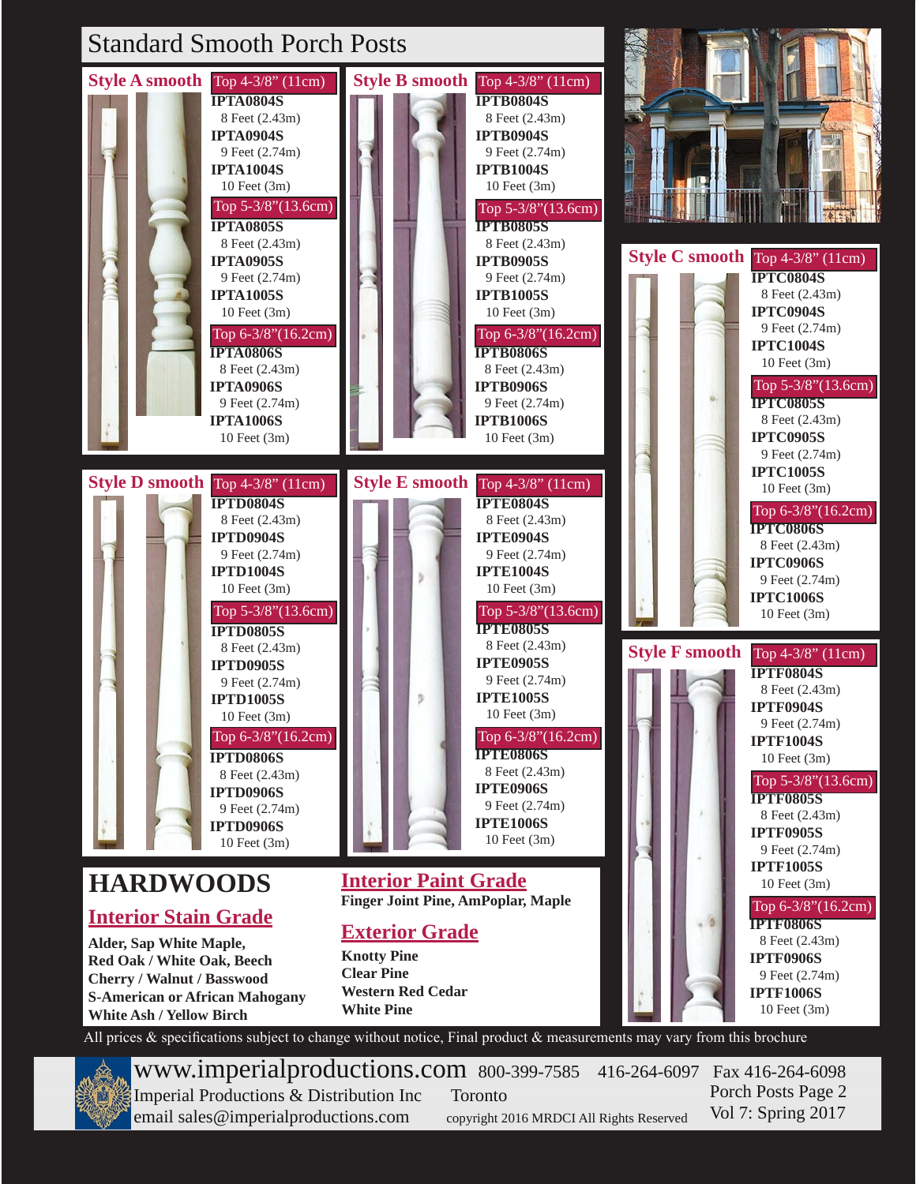# Standard Smooth Porch Posts

## Style A smooth

**Top 4-3/8" (11cm)**

- **IPTA0804S** 8 Feet (2.43m)
- **IPTA0904S** 9 Feet (2.74m)
- **IPTA1004S** 10 Feet (3m)

**Top 5-3/8"(13.6cm)**

- **IPTA0805S** 8 Feet (2.43m)
- **IPTA0905S** 9 Feet (2.74m)
- **IPTA1005S** 10 Feet (3m)

**Top 6-3/8"(16.2cm)**

- **IPTA0806S** 8 Feet (2.43m)
- **IPTA0906S** 9 Feet (2.74m)
- **IPTA1006S** 10 Feet (3m)

## Style B smooth

**Top 4-3/8" (11cm)**

- **IPTB0804S** 8 Feet (2.43m)
- **IPTB0904S** 9 Feet (2.74m)
- **IPTB1004S** 10 Feet (3m)

**Top 5-3/8"(13.6cm)**

- **IPTB0805S** 8 Feet (2.43m)
- **IPTB0905S** 9 Feet (2.74m)
- **IPTB1005S** 10 Feet (3m)

**Top 6-3/8"(16.2cm)**

- **IPTB0806S** 8 Feet (2.43m)
- **IPTB0906S** 9 Feet (2.74m)
- **IPTB1006S** 10 Feet (3m)

## Style C smooth

**Top 4-3/8" (11cm)**

- **IPTC0804S** 8 Feet (2.43m)
- **IPTC0904S** 9 Feet (2.74m)
- **IPTC1004S** 10 Feet (3m)

**Top 5-3/8"(13.6cm)**

- **IPTC0805S** 8 Feet (2.43m)
- **IPTC0905S** 9 Feet (2.74m)
- **IPTC1005S** 10 Feet (3m)

**Top 6-3/8"(16.2cm)**

- **IPTC0806S** 8 Feet (2.43m)
- **IPTC0906S** 9 Feet (2.74m)
- **IPTC1006S** 10 Feet (3m)

## Style D smooth

**Top 4-3/8" (11cm)**

- **IPTD0804S** 8 Feet (2.43m)
- **IPTD0904S** 9 Feet (2.74m)
- **IPTD1004S** 10 Feet (3m)

**Top 5-3/8"(13.6cm)**

- **IPTD0805S** 8 Feet (2.43m)
- **IPTD0905S** 9 Feet (2.74m)
- **IPTD1005S** 10 Feet (3m)

**Top 6-3/8"(16.2cm)**

- **IPTD0806S** 8 Feet (2.43m)
- **IPTD0906S** 9 Feet (2.74m)
- **IPTD0906S** 10 Feet (3m)

## Style E smooth

**Top 4-3/8" (11cm)**

- **IPTE0804S** 8 Feet (2.43m)
- **IPTE0904S** 9 Feet (2.74m)
- **IPTE1004S** 10 Feet (3m)

**Top 5-3/8"(13.6cm)**

- **IPTE0805S** 8 Feet (2.43m)
- **IPTE0905S** 9 Feet (2.74m)
- **IPTE1005S** 10 Feet (3m)

**Top 6-3/8"(16.2cm)**

- **IPTE0806S** 8 Feet (2.43m)
- **IPTE0906S** 9 Feet (2.74m)
- **IPTE1006S** 10 Feet (3m)

## Style F smooth

**Top 4-3/8" (11cm)**

- **IPTF0804S** 8 Feet (2.43m)
- **IPTF0904S** 9 Feet (2.74m)
- **IPTF1004S** 10 Feet (3m)

**Top 5-3/8"(13.6cm)**

- **IPTF0805S** 8 Feet (2.43m)
- **IPTF0905S** 9 Feet (2.74m)
- **IPTF1005S** 10 Feet (3m)

**Top 6-3/8"(16.2cm)**

- **IPTF0806S** 8 Feet (2.43m)
- **IPTF0906S** 9 Feet (2.74m)
- **IPTF1006S** 10 Feet (3m)

# HARDWOODS

## Interior Stain Grade

**Alder, Sap White Maple,**
**Red Oak / White Oak, Beech**
**Cherry / Walnut / Basswood**
**S-American or African Mahogany**
**White Ash / Yellow Birch**

## Interior Paint Grade

**Finger Joint Pine, AmPoplar, Maple**

## Exterior Grade

**Knotty Pine**
**Clear Pine**
**Western Red Cedar**
**White Pine**

All prices & specifications subject to change without notice, Final product & measurements may vary from this brochure

www.imperialproductions.com 800-399-7585 416-264-6097 Fax 416-264-6098
Imperial Productions & Distribution Inc Toronto
email sales@imperialproductions.com
copyright 2016 MRDCI All Rights Reserved
Vol 7: Spring 2017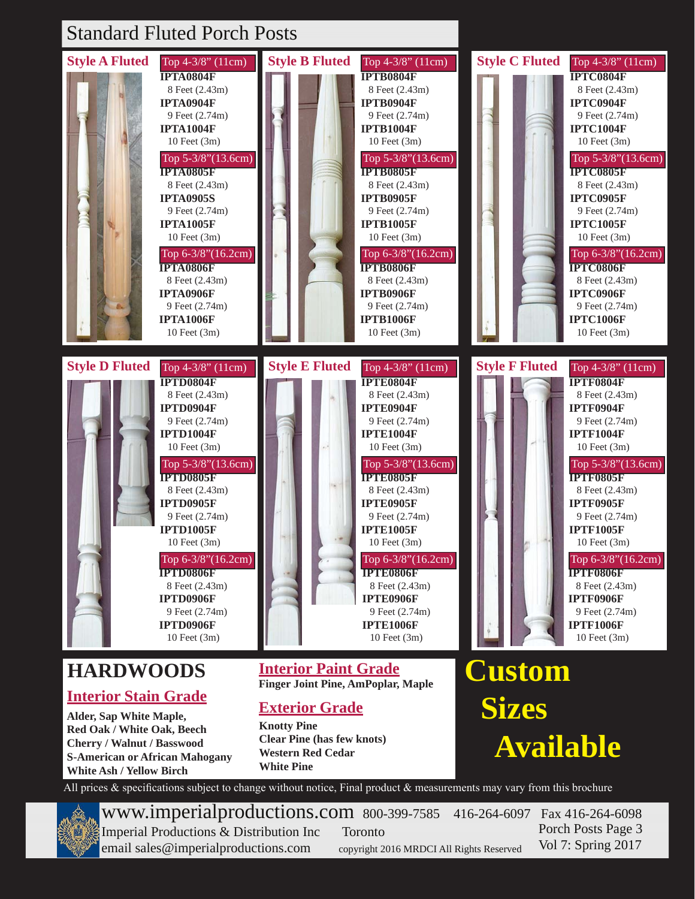# Standard Fluted Porch Posts

## Style A Fluted

**Top 4-3/8" (11cm)**
- **IPTA0804F** 8 Feet (2.43m)
- **IPTA0904F** 9 Feet (2.74m)
- **IPTA1004F** 10 Feet (3m)

**Top 5-3/8"(13.6cm)**
- **IPTA0805F** 8 Feet (2.43m)
- **IPTA0905S** 9 Feet (2.74m)
- **IPTA1005F** 10 Feet (3m)

**Top 6-3/8"(16.2cm)**
- **IPTA0806F** 8 Feet (2.43m)
- **IPTA0906F** 9 Feet (2.74m)
- **IPTA1006F** 10 Feet (3m)

## Style B Fluted

**Top 4-3/8" (11cm)**
- **IPTB0804F** 8 Feet (2.43m)
- **IPTB0904F** 9 Feet (2.74m)
- **IPTB1004F** 10 Feet (3m)

**Top 5-3/8"(13.6cm)**
- **IPTB0805F** 8 Feet (2.43m)
- **IPTB0905F** 9 Feet (2.74m)
- **IPTB1005F** 10 Feet (3m)

**Top 6-3/8"(16.2cm)**
- **IPTB0806F** 8 Feet (2.43m)
- **IPTB0906F** 9 Feet (2.74m)
- **IPTB1006F** 10 Feet (3m)

## Style C Fluted

**Top 4-3/8" (11cm)**
- **IPTC0804F** 8 Feet (2.43m)
- **IPTC0904F** 9 Feet (2.74m)
- **IPTC1004F** 10 Feet (3m)

**Top 5-3/8"(13.6cm)**
- **IPTC0805F** 8 Feet (2.43m)
- **IPTC0905F** 9 Feet (2.74m)
- **IPTC1005F** 10 Feet (3m)

**Top 6-3/8"(16.2cm)**
- **IPTC0806F** 8 Feet (2.43m)
- **IPTC0906F** 9 Feet (2.74m)
- **IPTC1006F** 10 Feet (3m)

## Style D Fluted

**Top 4-3/8" (11cm)**
- **IPTD0804F** 8 Feet (2.43m)
- **IPTD0904F** 9 Feet (2.74m)
- **IPTD1004F** 10 Feet (3m)

**Top 5-3/8"(13.6cm)**
- **IPTD0805F** 8 Feet (2.43m)
- **IPTD0905F** 9 Feet (2.74m)
- **IPTD1005F** 10 Feet (3m)

**Top 6-3/8"(16.2cm)**
- **IPTD0806F** 8 Feet (2.43m)
- **IPTD0906F** 9 Feet (2.74m)
- **IPTD0906F** 10 Feet (3m)

## Style E Fluted

**Top 4-3/8" (11cm)**
- **IPTE0804F** 8 Feet (2.43m)
- **IPTE0904F** 9 Feet (2.74m)
- **IPTE1004F** 10 Feet (3m)

**Top 5-3/8"(13.6cm)**
- **IPTE0805F** 8 Feet (2.43m)
- **IPTE0905F** 9 Feet (2.74m)
- **IPTE1005F** 10 Feet (3m)

**Top 6-3/8"(16.2cm)**
- **IPTE0806F** 8 Feet (2.43m)
- **IPTE0906F** 9 Feet (2.74m)
- **IPTE1006F** 10 Feet (3m)

## Style F Fluted

**Top 4-3/8" (11cm)**
- **IPTF0804F** 8 Feet (2.43m)
- **IPTF0904F** 9 Feet (2.74m)
- **IPTF1004F** 10 Feet (3m)

**Top 5-3/8"(13.6cm)**
- **IPTF0805F** 8 Feet (2.43m)
- **IPTF0905F** 9 Feet (2.74m)
- **IPTF1005F** 10 Feet (3m)

**Top 6-3/8"(16.2cm)**
- **IPTF0806F** 8 Feet (2.43m)
- **IPTF0906F** 9 Feet (2.74m)
- **IPTF1006F** 10 Feet (3m)

## HARDWOODS

### Interior Stain Grade

**Alder, Sap White Maple,**
**Red Oak / White Oak, Beech**
**Cherry / Walnut / Basswood**
**S-American or African Mahogany**
**White Ash / Yellow Birch**

### Interior Paint Grade

**Finger Joint Pine, AmPoplar, Maple**

### Exterior Grade

**Knotty Pine**
**Clear Pine (has few knots)**
**Western Red Cedar**
**White Pine**

# Custom Sizes Available

All prices & specifications subject to change without notice, Final product & measurements may vary from this brochure

www.imperialproductions.com 800-399-7585 416-264-6097 Fax 416-264-6098
Imperial Productions & Distribution Inc Toronto
email sales@imperialproductions.com
copyright 2016 MRDCI All Rights Reserved
Porch Posts Page 3
Vol 7: Spring 2017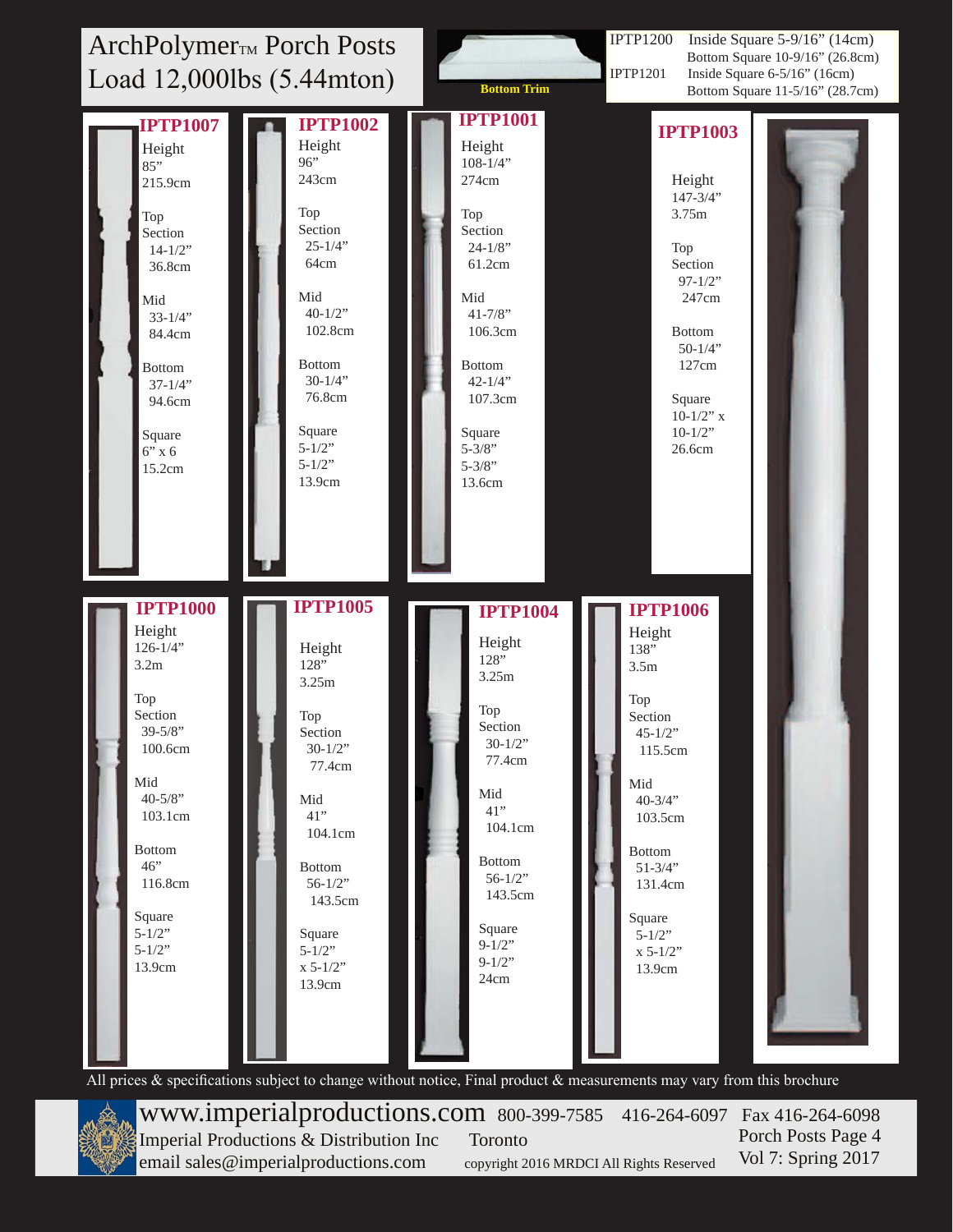# ArchPolymer™ Porch Posts Load 12,000lbs (5.44mton)

**Bottom Trim**

IPTP1200 Inside Square 5-9/16" (14cm)
Bottom Square 10-9/16" (26.8cm)

IPTP1201 Inside Square 6-5/16" (16cm)
Bottom Square 11-5/16" (28.7cm)

## IPTP1007

Height
85"
215.9cm

Top Section
14-1/2"
36.8cm

Mid
33-1/4"
84.4cm

Bottom
37-1/4"
94.6cm

Square
6" x 6
15.2cm

## IPTP1002

Height
96"
243cm

Top Section
25-1/4"
64cm

Mid
40-1/2"
102.8cm

Bottom
30-1/4"
76.8cm

Square
5-1/2"
5-1/2"
13.9cm

## IPTP1001

Height
108-1/4"
274cm

Top Section
24-1/8"
61.2cm

Mid
41-7/8"
106.3cm

Bottom
42-1/4"
107.3cm

Square
5-3/8"
5-3/8"
13.6cm

## IPTP1003

Height
147-3/4"
3.75m

Top Section
97-1/2"
247cm

Bottom
50-1/4"
127cm

Square
10-1/2" x
10-1/2"
26.6cm

## IPTP1000

Height
126-1/4"
3.2m

Top Section
39-5/8"
100.6cm

Mid
40-5/8"
103.1cm

Bottom
46"
116.8cm

Square
5-1/2"
5-1/2"
13.9cm

## IPTP1005

Height
128"
3.25m

Top Section
30-1/2"
77.4cm

Mid
41"
104.1cm

Bottom
56-1/2"
143.5cm

Square
5-1/2"
x 5-1/2"
13.9cm

## IPTP1004

Height
128"
3.25m

Top Section
30-1/2"
77.4cm

Mid
41"
104.1cm

Bottom
56-1/2"
143.5cm

Square
9-1/2"
9-1/2"
24cm

## IPTP1006

Height
138"
3.5m

Top Section
45-1/2"
115.5cm

Mid
40-3/4"
103.5cm

Bottom
51-3/4"
131.4cm

Square
5-1/2"
x 5-1/2"
13.9cm

All prices & specifications subject to change without notice, Final product & measurements may vary from this brochure

www.imperialproductions.com 800-399-7585 416-264-6097 Fax 416-264-6098
Imperial Productions & Distribution Inc Toronto
email sales@imperialproductions.com copyright 2016 MRDCI All Rights Reserved
Porch Posts Page 4
Vol 7: Spring 2017